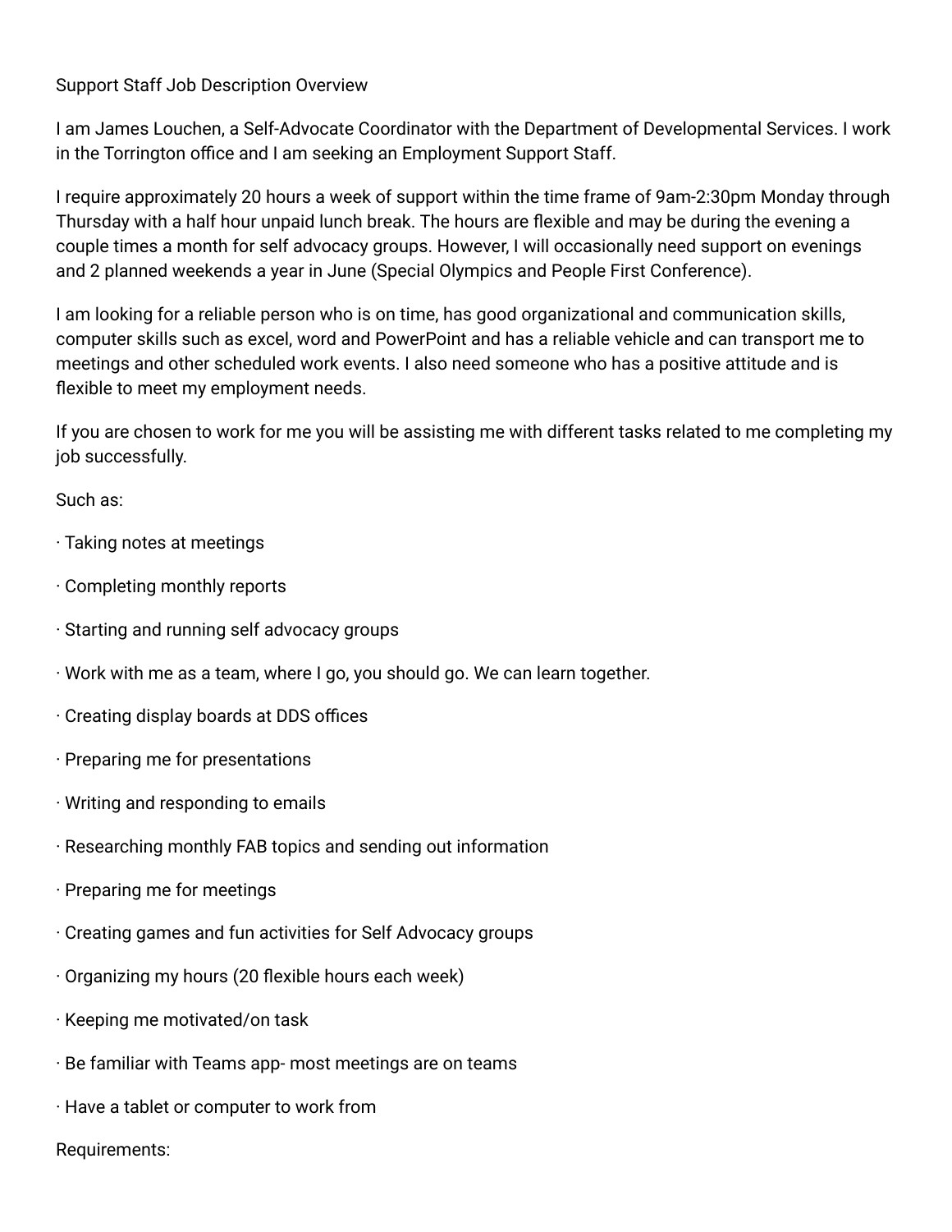# Support Staff Job Description Overview

I am James Louchen, a Self-Advocate Coordinator with the Department of Developmental Services. I work in the Torrington office and I am seeking an Employment Support Staff.

I require approximately 20 hours a week of support within the time frame of 9am-2:30pm Monday through Thursday with a half hour unpaid lunch break. The hours are flexible and may be during the evening a couple times a month for self advocacy groups. However, I will occasionally need support on evenings and 2 planned weekends a year in June (Special Olympics and People First Conference).

I am looking for a reliable person who is on time, has good organizational and communication skills, computer skills such as excel, word and PowerPoint and has a reliable vehicle and can transport me to meetings and other scheduled work events. I also need someone who has a positive attitude and is flexible to meet my employment needs.

If you are chosen to work for me you will be assisting me with different tasks related to me completing my job successfully.

Such as:

- Taking notes at meetings
- Completing monthly reports
- Starting and running self advocacy groups
- Work with me as a team, where I go, you should go. We can learn together.
- Creating display boards at DDS offices
- Preparing me for presentations
- Writing and responding to emails
- Researching monthly FAB topics and sending out information
- Preparing me for meetings
- Creating games and fun activities for Self Advocacy groups
- Organizing my hours (20 flexible hours each week)
- Keeping me motivated/on task
- Be familiar with Teams app- most meetings are on teams
- Have a tablet or computer to work from

Requirements: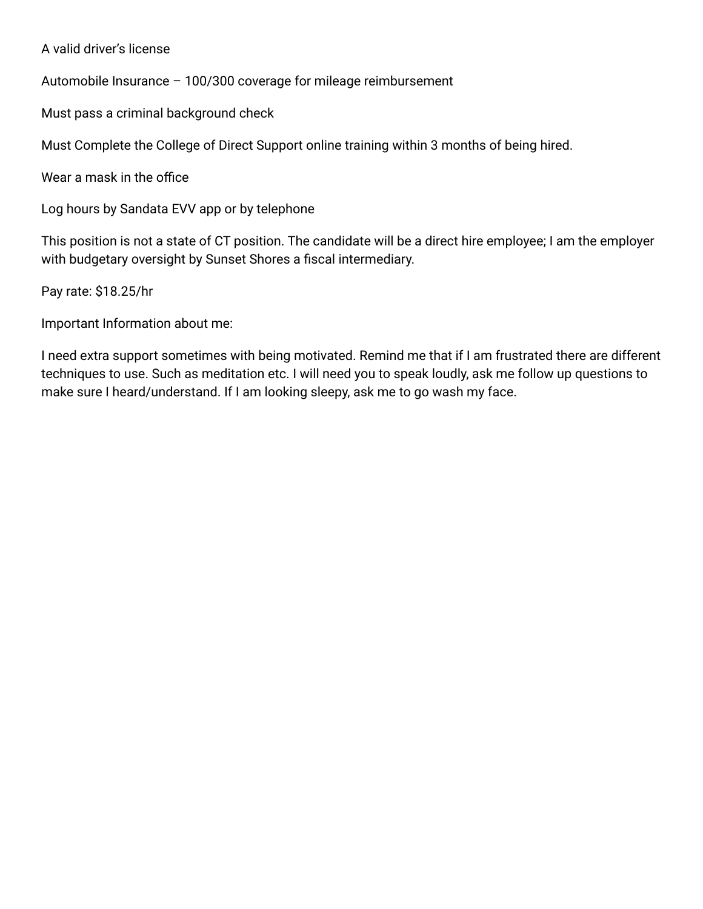A valid driver's license

Automobile Insurance – 100/300 coverage for mileage reimbursement

Must pass a criminal background check

Must Complete the College of Direct Support online training within 3 months of being hired.

Wear a mask in the office

Log hours by Sandata EVV app or by telephone

This position is not a state of CT position. The candidate will be a direct hire employee; I am the employer with budgetary oversight by Sunset Shores a fiscal intermediary.

Pay rate: $18.25/hr

Important Information about me:

I need extra support sometimes with being motivated. Remind me that if I am frustrated there are different techniques to use. Such as meditation etc. I will need you to speak loudly, ask me follow up questions to make sure I heard/understand. If I am looking sleepy, ask me to go wash my face.